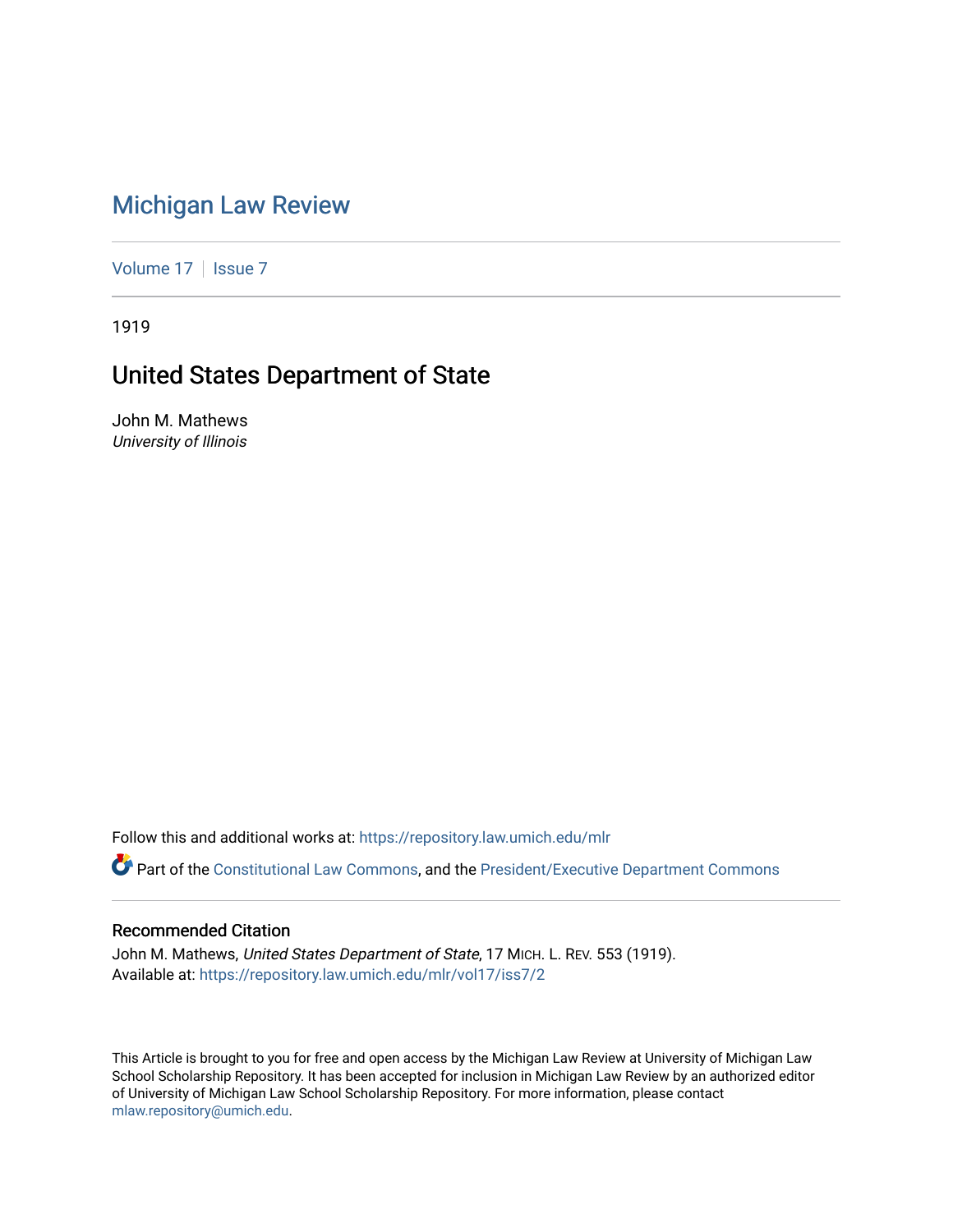# Michigan Law Review

Volume 17 | Issue 7

1919

## United States Department of State

John M. Mathews
*University of Illinois*

Follow this and additional works at: https://repository.law.umich.edu/mlr

Part of the Constitutional Law Commons, and the President/Executive Department Commons

### Recommended Citation

John M. Mathews, *United States Department of State*, 17 MICH. L. REV. 553 (1919).
Available at: https://repository.law.umich.edu/mlr/vol17/iss7/2

This Article is brought to you for free and open access by the Michigan Law Review at University of Michigan Law School Scholarship Repository. It has been accepted for inclusion in Michigan Law Review by an authorized editor of University of Michigan Law School Scholarship Repository. For more information, please contact mlaw.repository@umich.edu.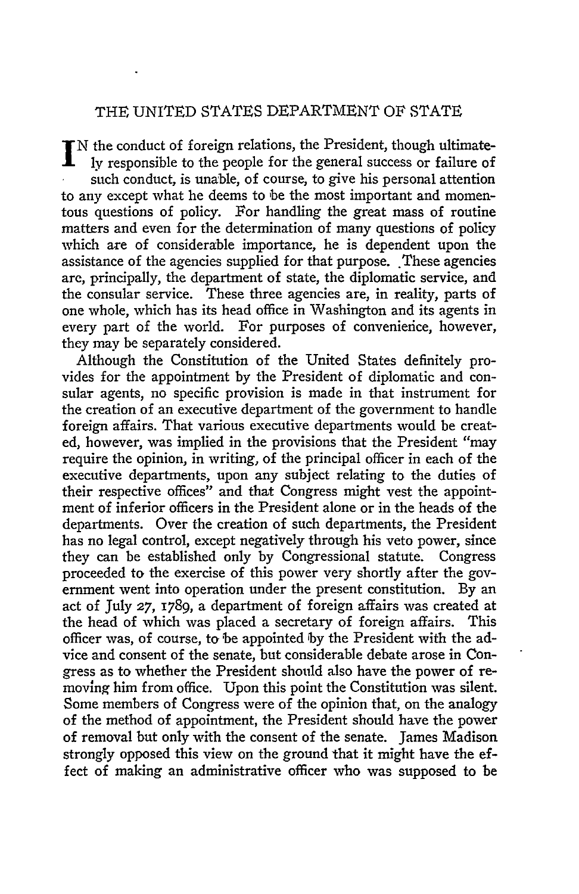# THE UNITED STATES DEPARTMENT OF STATE

In the conduct of foreign relations, the President, though ultimately responsible to the people for the general success or failure of such conduct, is unable, of course, to give his personal attention to any except what he deems to be the most important and momentous questions of policy. For handling the great mass of routine matters and even for the determination of many questions of policy which are of considerable importance, he is dependent upon the assistance of the agencies supplied for that purpose. These agencies are, principally, the department of state, the diplomatic service, and the consular service. These three agencies are, in reality, parts of one whole, which has its head office in Washington and its agents in every part of the world. For purposes of convenience, however, they may be separately considered.

Although the Constitution of the United States definitely provides for the appointment by the President of diplomatic and consular agents, no specific provision is made in that instrument for the creation of an executive department of the government to handle foreign affairs. That various executive departments would be created, however, was implied in the provisions that the President "may require the opinion, in writing, of the principal officer in each of the executive departments, upon any subject relating to the duties of their respective offices" and that Congress might vest the appointment of inferior officers in the President alone or in the heads of the departments. Over the creation of such departments, the President has no legal control, except negatively through his veto power, since they can be established only by Congressional statute. Congress proceeded to the exercise of this power very shortly after the government went into operation under the present constitution. By an act of July 27, 1789, a department of foreign affairs was created at the head of which was placed a secretary of foreign affairs. This officer was, of course, to be appointed by the President with the advice and consent of the senate, but considerable debate arose in Congress as to whether the President should also have the power of removing him from office. Upon this point the Constitution was silent. Some members of Congress were of the opinion that, on the analogy of the method of appointment, the President should have the power of removal but only with the consent of the senate. James Madison strongly opposed this view on the ground that it might have the effect of making an administrative officer who was supposed to be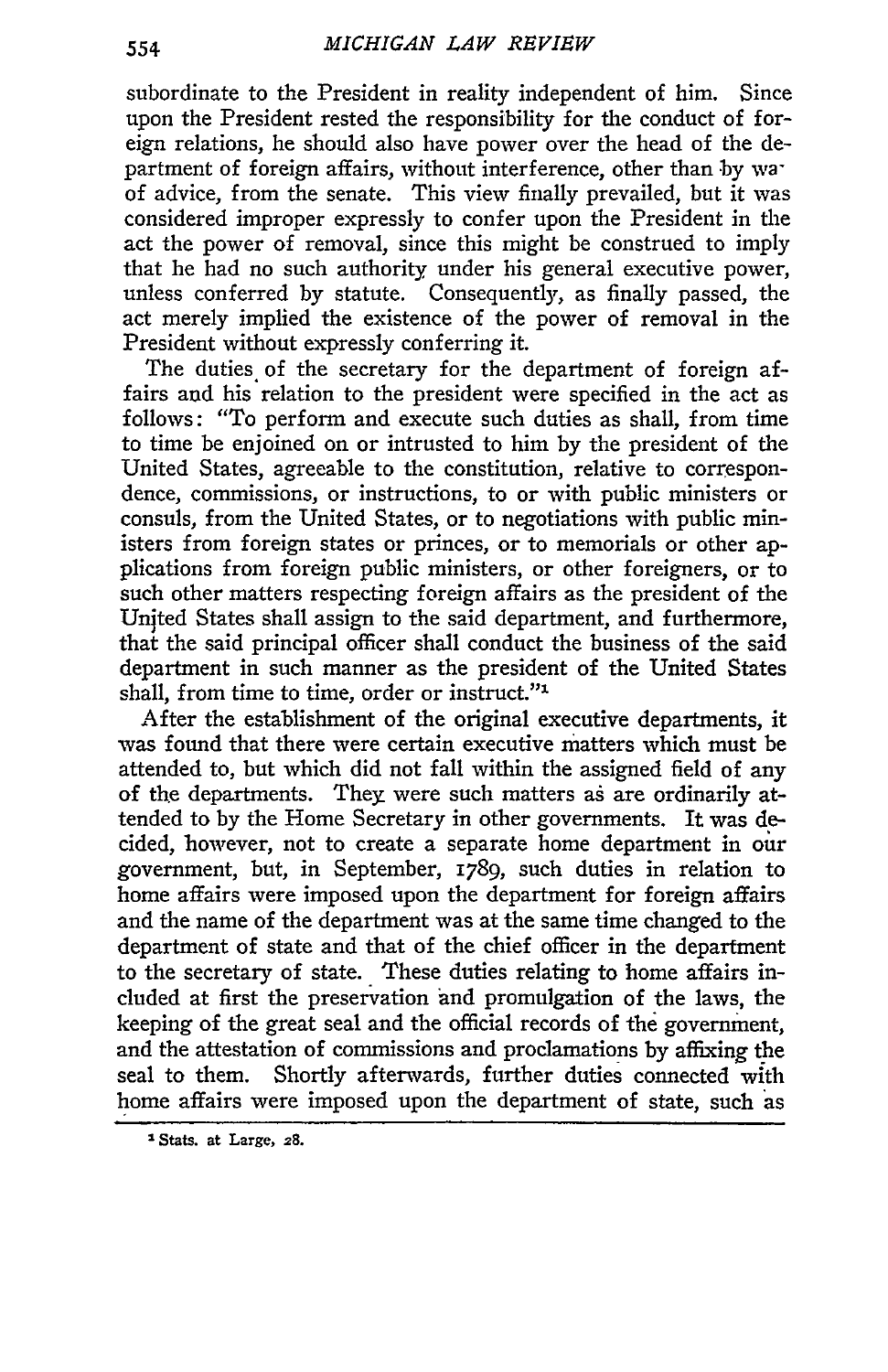subordinate to the President in reality independent of him. Since upon the President rested the responsibility for the conduct of foreign relations, he should also have power over the head of the department of foreign affairs, without interference, other than by way of advice, from the senate. This view finally prevailed, but it was considered improper expressly to confer upon the President in the act the power of removal, since this might be construed to imply that he had no such authority under his general executive power, unless conferred by statute. Consequently, as finally passed, the act merely implied the existence of the power of removal in the President without expressly conferring it.

The duties of the secretary for the department of foreign affairs and his relation to the president were specified in the act as follows: "To perform and execute such duties as shall, from time to time be enjoined on or intrusted to him by the president of the United States, agreeable to the constitution, relative to correspondence, commissions, or instructions, to or with public ministers or consuls, from the United States, or to negotiations with public ministers from foreign states or princes, or to memorials or other applications from foreign public ministers, or other foreigners, or to such other matters respecting foreign affairs as the president of the United States shall assign to the said department, and furthermore, that the said principal officer shall conduct the business of the said department in such manner as the president of the United States shall, from time to time, order or instruct."[1]

After the establishment of the original executive departments, it was found that there were certain executive matters which must be attended to, but which did not fall within the assigned field of any of the departments. They were such matters as are ordinarily attended to by the Home Secretary in other governments. It was decided, however, not to create a separate home department in our government, but, in September, 1789, such duties in relation to home affairs were imposed upon the department for foreign affairs and the name of the department was at the same time changed to the department of state and that of the chief officer in the department to the secretary of state. These duties relating to home affairs included at first the preservation and promulgation of the laws, the keeping of the great seal and the official records of the government, and the attestation of commissions and proclamations by affixing the seal to them. Shortly afterwards, further duties connected with home affairs were imposed upon the department of state, such as

[1] Stats. at Large, 28.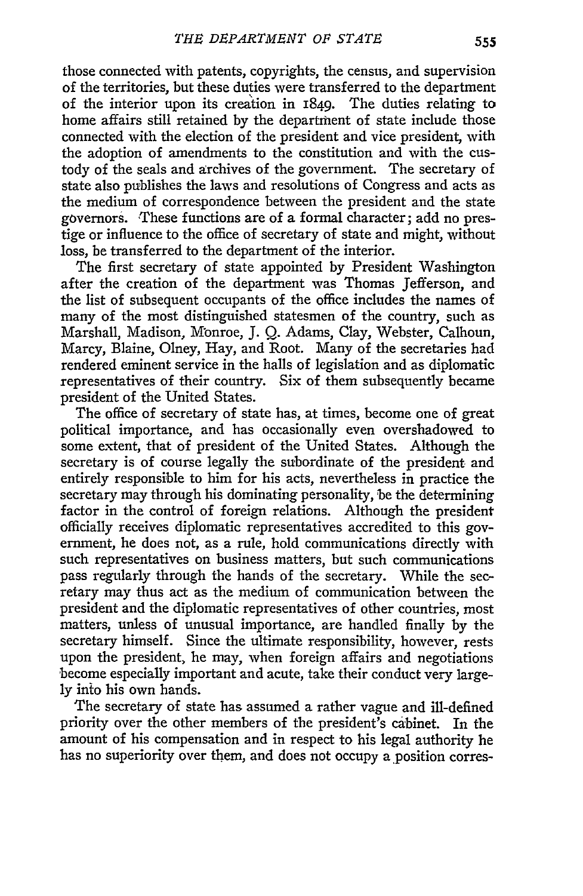those connected with patents, copyrights, the census, and supervision of the territories, but these duties were transferred to the department of the interior upon its creation in 1849. The duties relating to home affairs still retained by the department of state include those connected with the election of the president and vice president, with the adoption of amendments to the constitution and with the custody of the seals and archives of the government. The secretary of state also publishes the laws and resolutions of Congress and acts as the medium of correspondence between the president and the state governors. These functions are of a formal character; add no prestige or influence to the office of secretary of state and might, without loss, be transferred to the department of the interior.

The first secretary of state appointed by President Washington after the creation of the department was Thomas Jefferson, and the list of subsequent occupants of the office includes the names of many of the most distinguished statesmen of the country, such as Marshall, Madison, Monroe, J. Q. Adams, Clay, Webster, Calhoun, Marcy, Blaine, Olney, Hay, and Root. Many of the secretaries had rendered eminent service in the halls of legislation and as diplomatic representatives of their country. Six of them subsequently became president of the United States.

The office of secretary of state has, at times, become one of great political importance, and has occasionally even overshadowed to some extent, that of president of the United States. Although the secretary is of course legally the subordinate of the president and entirely responsible to him for his acts, nevertheless in practice the secretary may through his dominating personality, be the determining factor in the control of foreign relations. Although the president officially receives diplomatic representatives accredited to this government, he does not, as a rule, hold communications directly with such representatives on business matters, but such communications pass regularly through the hands of the secretary. While the secretary may thus act as the medium of communication between the president and the diplomatic representatives of other countries, most matters, unless of unusual importance, are handled finally by the secretary himself. Since the ultimate responsibility, however, rests upon the president, he may, when foreign affairs and negotiations become especially important and acute, take their conduct very largely into his own hands.

The secretary of state has assumed a rather vague and ill-defined priority over the other members of the president's cabinet. In the amount of his compensation and in respect to his legal authority he has no superiority over them, and does not occupy a position corres-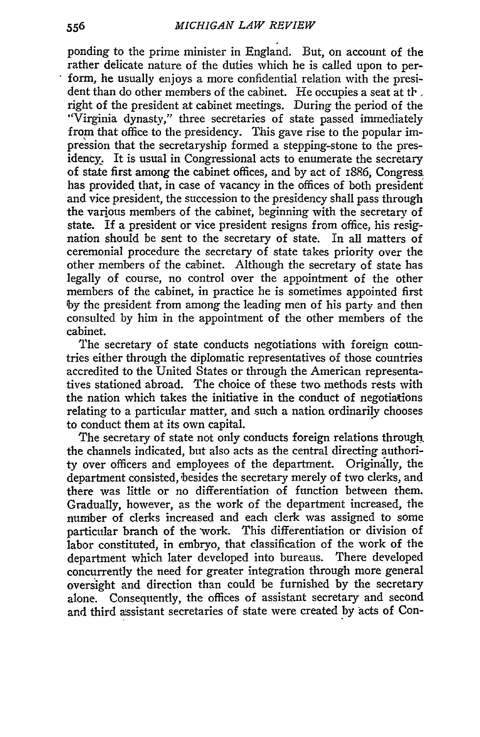ponding to the prime minister in England. But, on account of the rather delicate nature of the duties which he is called upon to perform, he usually enjoys a more confidential relation with the president than do other members of the cabinet. He occupies a seat at the right of the president at cabinet meetings. During the period of the "Virginia dynasty," three secretaries of state passed immediately from that office to the presidency. This gave rise to the popular impression that the secretaryship formed a stepping-stone to the presidency. It is usual in Congressional acts to enumerate the secretary of state first among the cabinet offices, and by act of 1886, Congress has provided that, in case of vacancy in the offices of both president and vice president, the succession to the presidency shall pass through the various members of the cabinet, beginning with the secretary of state. If a president or vice president resigns from office, his resignation should be sent to the secretary of state. In all matters of ceremonial procedure the secretary of state takes priority over the other members of the cabinet. Although the secretary of state has legally of course, no control over the appointment of the other members of the cabinet, in practice he is sometimes appointed first by the president from among the leading men of his party and then consulted by him in the appointment of the other members of the cabinet.

The secretary of state conducts negotiations with foreign countries either through the diplomatic representatives of those countries accredited to the United States or through the American representatives stationed abroad. The choice of these two methods rests with the nation which takes the initiative in the conduct of negotiations relating to a particular matter, and such a nation ordinarily chooses to conduct them at its own capital.

The secretary of state not only conducts foreign relations through the channels indicated, but also acts as the central directing authority over officers and employees of the department. Originally, the department consisted, besides the secretary merely of two clerks, and there was little or no differentiation of function between them. Gradually, however, as the work of the department increased, the number of clerks increased and each clerk was assigned to some particular branch of the work. This differentiation or division of labor constituted, in embryo, that classification of the work of the department which later developed into bureaus. There developed concurrently the need for greater integration through more general oversight and direction than could be furnished by the secretary alone. Consequently, the offices of assistant secretary and second and third assistant secretaries of state were created by acts of Con-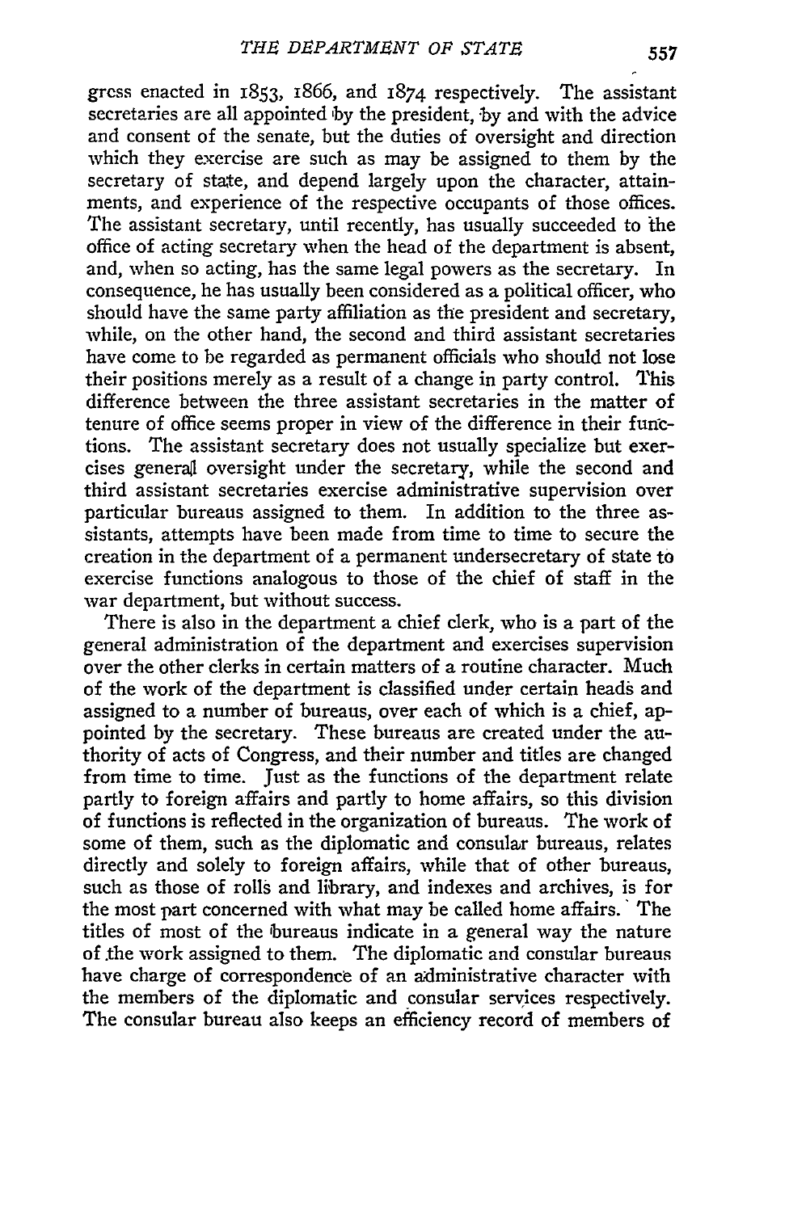gress enacted in 1853, 1866, and 1874 respectively. The assistant secretaries are all appointed by the president, by and with the advice and consent of the senate, but the duties of oversight and direction which they exercise are such as may be assigned to them by the secretary of state, and depend largely upon the character, attainments, and experience of the respective occupants of those offices. The assistant secretary, until recently, has usually succeeded to the office of acting secretary when the head of the department is absent, and, when so acting, has the same legal powers as the secretary. In consequence, he has usually been considered as a political officer, who should have the same party affiliation as the president and secretary, while, on the other hand, the second and third assistant secretaries have come to be regarded as permanent officials who should not lose their positions merely as a result of a change in party control. This difference between the three assistant secretaries in the matter of tenure of office seems proper in view of the difference in their functions. The assistant secretary does not usually specialize but exercises general oversight under the secretary, while the second and third assistant secretaries exercise administrative supervision over particular bureaus assigned to them. In addition to the three assistants, attempts have been made from time to time to secure the creation in the department of a permanent undersecretary of state to exercise functions analogous to those of the chief of staff in the war department, but without success.

There is also in the department a chief clerk, who is a part of the general administration of the department and exercises supervision over the other clerks in certain matters of a routine character. Much of the work of the department is classified under certain heads and assigned to a number of bureaus, over each of which is a chief, appointed by the secretary. These bureaus are created under the authority of acts of Congress, and their number and titles are changed from time to time. Just as the functions of the department relate partly to foreign affairs and partly to home affairs, so this division of functions is reflected in the organization of bureaus. The work of some of them, such as the diplomatic and consular bureaus, relates directly and solely to foreign affairs, while that of other bureaus, such as those of rolls and library, and indexes and archives, is for the most part concerned with what may be called home affairs. The titles of most of the bureaus indicate in a general way the nature of the work assigned to them. The diplomatic and consular bureaus have charge of correspondence of an administrative character with the members of the diplomatic and consular services respectively. The consular bureau also keeps an efficiency record of members of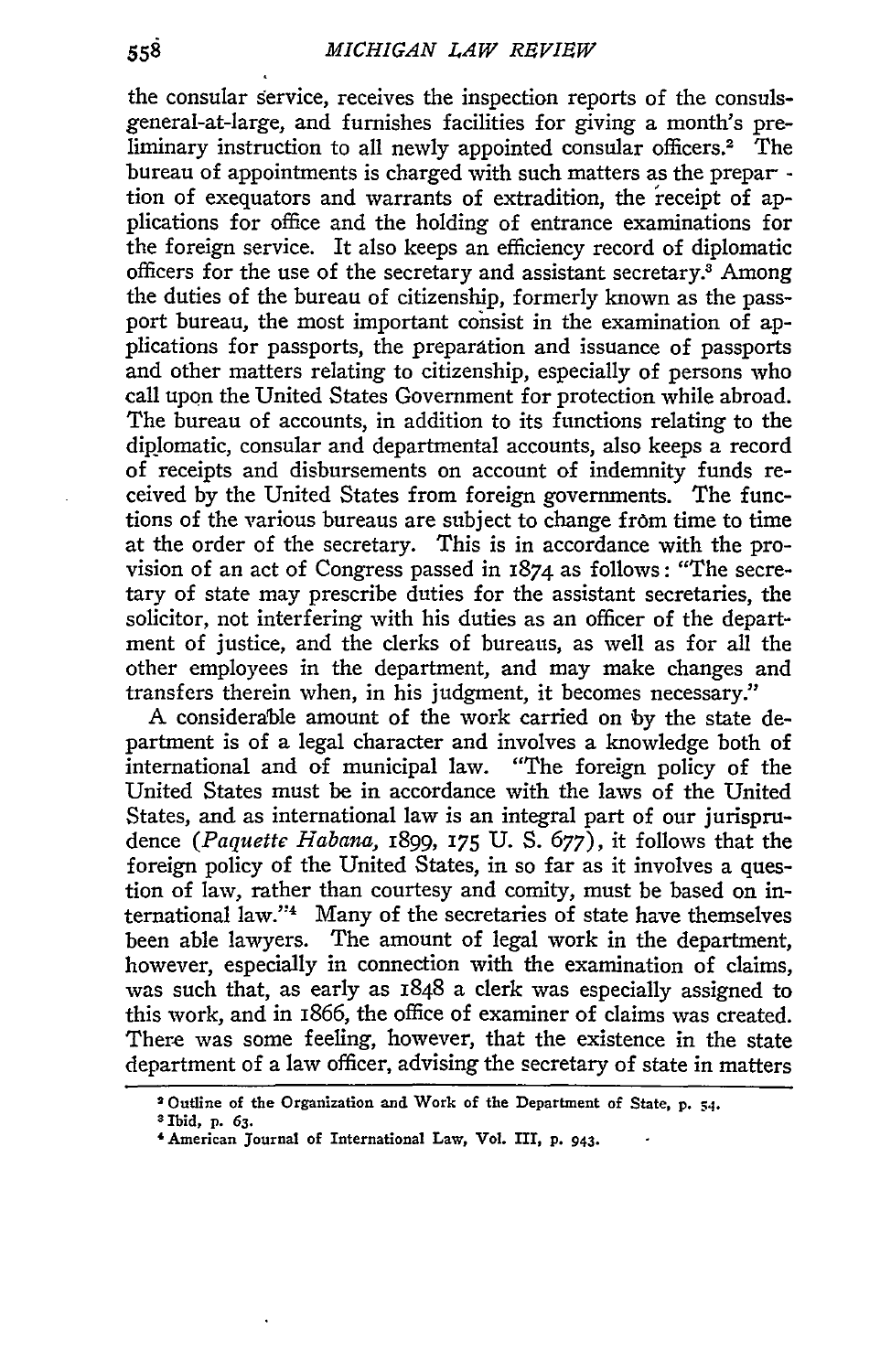the consular service, receives the inspection reports of the consuls-general-at-large, and furnishes facilities for giving a month's preliminary instruction to all newly appointed consular officers.[2] The bureau of appointments is charged with such matters as the prepar-tion of exequators and warrants of extradition, the receipt of applications for office and the holding of entrance examinations for the foreign service. It also keeps an efficiency record of diplomatic officers for the use of the secretary and assistant secretary.[3] Among the duties of the bureau of citizenship, formerly known as the passport bureau, the most important consist in the examination of applications for passports, the preparation and issuance of passports and other matters relating to citizenship, especially of persons who call upon the United States Government for protection while abroad. The bureau of accounts, in addition to its functions relating to the diplomatic, consular and departmental accounts, also keeps a record of receipts and disbursements on account of indemnity funds received by the United States from foreign governments. The functions of the various bureaus are subject to change from time to time at the order of the secretary. This is in accordance with the provision of an act of Congress passed in 1874 as follows: "The secretary of state may prescribe duties for the assistant secretaries, the solicitor, not interfering with his duties as an officer of the department of justice, and the clerks of bureaus, as well as for all the other employees in the department, and may make changes and transfers therein when, in his judgment, it becomes necessary."

A considerable amount of the work carried on by the state department is of a legal character and involves a knowledge both of international and of municipal law. "The foreign policy of the United States must be in accordance with the laws of the United States, and as international law is an integral part of our jurisprudence (*Paquette Habana*, 1899, 175 U. S. 677), it follows that the foreign policy of the United States, in so far as it involves a question of law, rather than courtesy and comity, must be based on international law."[4] Many of the secretaries of state have themselves been able lawyers. The amount of legal work in the department, however, especially in connection with the examination of claims, was such that, as early as 1848 a clerk was especially assigned to this work, and in 1866, the office of examiner of claims was created. There was some feeling, however, that the existence in the state department of a law officer, advising the secretary of state in matters

[2] Outline of the Organization and Work of the Department of State, p. 54.

[3] Ibid, p. 63.

[4] American Journal of International Law, Vol. III, p. 943.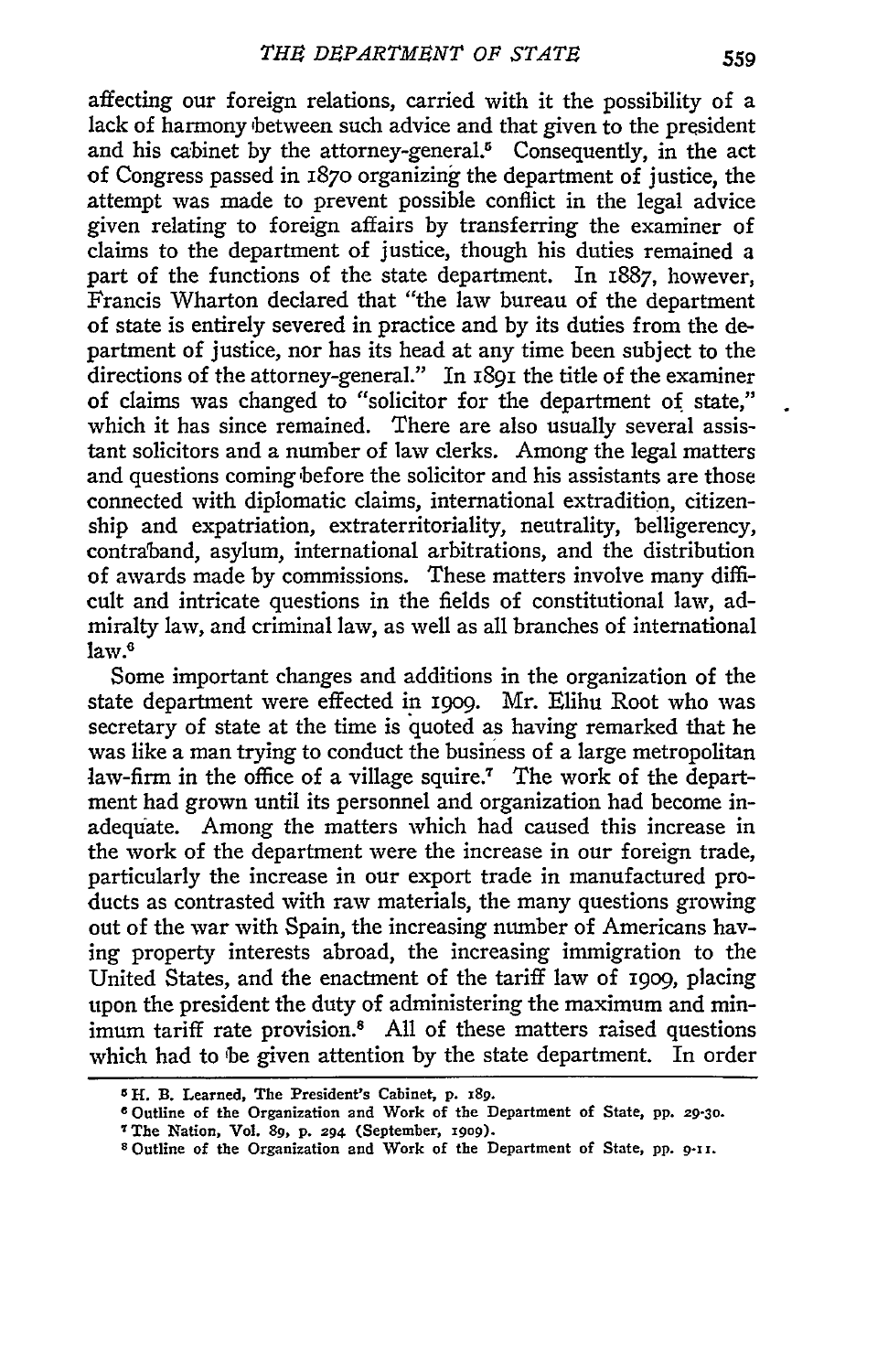affecting our foreign relations, carried with it the possibility of a lack of harmony between such advice and that given to the president and his cabinet by the attorney-general.[5] Consequently, in the act of Congress passed in 1870 organizing the department of justice, the attempt was made to prevent possible conflict in the legal advice given relating to foreign affairs by transferring the examiner of claims to the department of justice, though his duties remained a part of the functions of the state department. In 1887, however, Francis Wharton declared that "the law bureau of the department of state is entirely severed in practice and by its duties from the department of justice, nor has its head at any time been subject to the directions of the attorney-general." In 1891 the title of the examiner of claims was changed to "solicitor for the department of state," which it has since remained. There are also usually several assistant solicitors and a number of law clerks. Among the legal matters and questions coming before the solicitor and his assistants are those connected with diplomatic claims, international extradition, citizenship and expatriation, extraterritoriality, neutrality, belligerency, contraband, asylum, international arbitrations, and the distribution of awards made by commissions. These matters involve many difficult and intricate questions in the fields of constitutional law, admiralty law, and criminal law, as well as all branches of international law.[6]

Some important changes and additions in the organization of the state department were effected in 1909. Mr. Elihu Root who was secretary of state at the time is quoted as having remarked that he was like a man trying to conduct the business of a large metropolitan law-firm in the office of a village squire.[7] The work of the department had grown until its personnel and organization had become inadequate. Among the matters which had caused this increase in the work of the department were the increase in our foreign trade, particularly the increase in our export trade in manufactured products as contrasted with raw materials, the many questions growing out of the war with Spain, the increasing number of Americans having property interests abroad, the increasing immigration to the United States, and the enactment of the tariff law of 1909, placing upon the president the duty of administering the maximum and minimum tariff rate provision.[8] All of these matters raised questions which had to be given attention by the state department. In order

---

[5] H. B. Learned, The President's Cabinet, p. 189.

[6] Outline of the Organization and Work of the Department of State, pp. 29-30.

[7] The Nation, Vol. 89, p. 294 (September, 1909).

[8] Outline of the Organization and Work of the Department of State, pp. 9-11.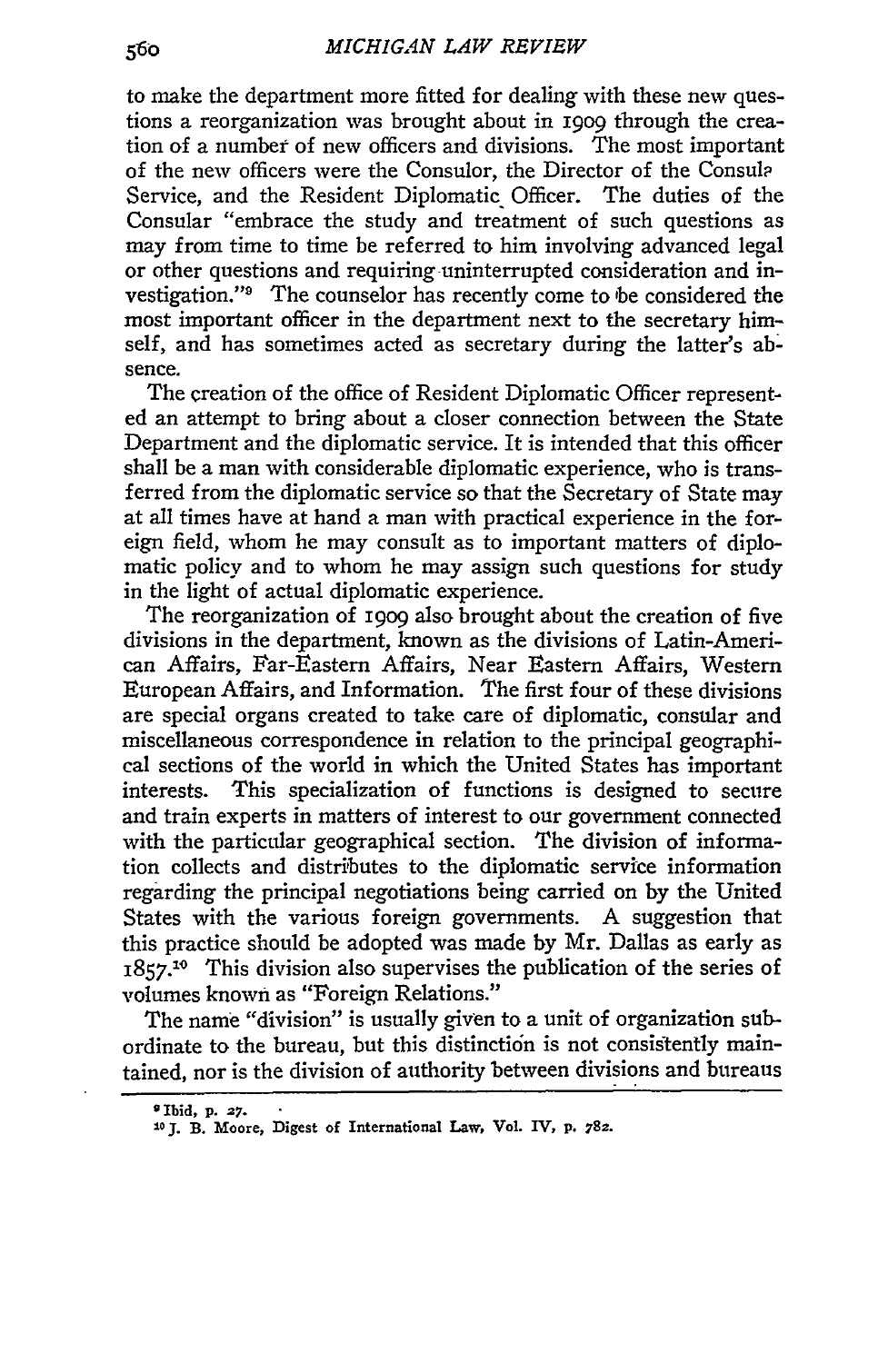to make the department more fitted for dealing with these new questions a reorganization was brought about in 1909 through the creation of a number of new officers and divisions. The most important of the new officers were the Consulor, the Director of the Consule Service, and the Resident Diplomatic Officer. The duties of the Consular "embrace the study and treatment of such questions as may from time to time be referred to him involving advanced legal or other questions and requiring uninterrupted consideration and investigation."[9] The counselor has recently come to be considered the most important officer in the department next to the secretary himself, and has sometimes acted as secretary during the latter's absence.

The creation of the office of Resident Diplomatic Officer represented an attempt to bring about a closer connection between the State Department and the diplomatic service. It is intended that this officer shall be a man with considerable diplomatic experience, who is transferred from the diplomatic service so that the Secretary of State may at all times have at hand a man with practical experience in the foreign field, whom he may consult as to important matters of diplomatic policy and to whom he may assign such questions for study in the light of actual diplomatic experience.

The reorganization of 1909 also brought about the creation of five divisions in the department, known as the divisions of Latin-American Affairs, Far-Eastern Affairs, Near Eastern Affairs, Western European Affairs, and Information. The first four of these divisions are special organs created to take care of diplomatic, consular and miscellaneous correspondence in relation to the principal geographical sections of the world in which the United States has important interests. This specialization of functions is designed to secure and train experts in matters of interest to our government connected with the particular geographical section. The division of information collects and distributes to the diplomatic service information regarding the principal negotiations being carried on by the United States with the various foreign governments. A suggestion that this practice should be adopted was made by Mr. Dallas as early as 1857.[10] This division also supervises the publication of the series of volumes known as "Foreign Relations."

The name "division" is usually given to a unit of organization subordinate to the bureau, but this distinction is not consistently maintained, nor is the division of authority between divisions and bureaus

---

[9] Ibid, p. 27.

[10] J. B. Moore, Digest of International Law, Vol. IV, p. 782.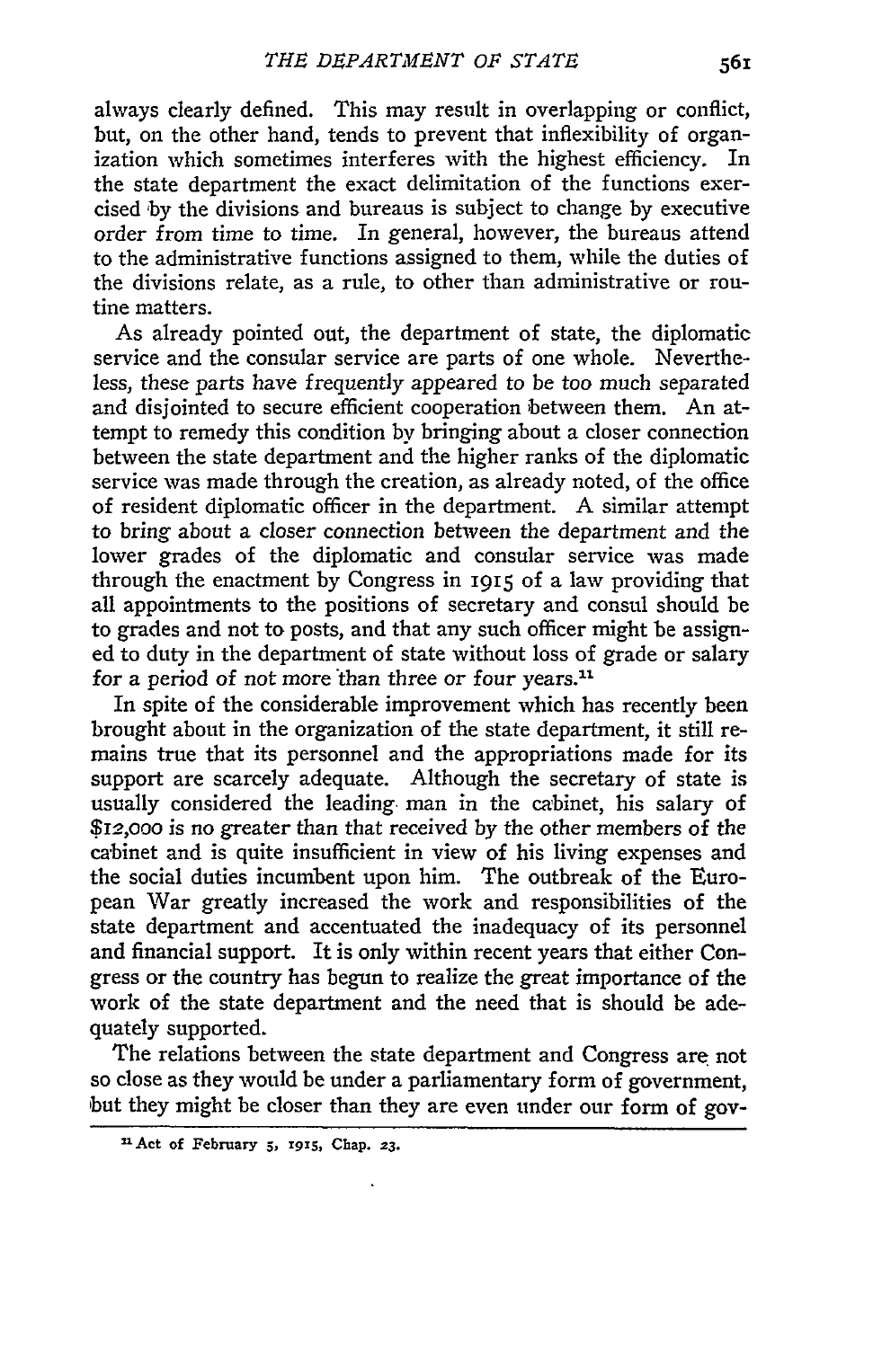always clearly defined. This may result in overlapping or conflict, but, on the other hand, tends to prevent that inflexibility of organization which sometimes interferes with the highest efficiency. In the state department the exact delimitation of the functions exercised by the divisions and bureaus is subject to change by executive order from time to time. In general, however, the bureaus attend to the administrative functions assigned to them, while the duties of the divisions relate, as a rule, to other than administrative or routine matters.

As already pointed out, the department of state, the diplomatic service and the consular service are parts of one whole. Nevertheless, these parts have frequently appeared to be too much separated and disjointed to secure efficient cooperation between them. An attempt to remedy this condition by bringing about a closer connection between the state department and the higher ranks of the diplomatic service was made through the creation, as already noted, of the office of resident diplomatic officer in the department. A similar attempt to bring about a closer connection between the department and the lower grades of the diplomatic and consular service was made through the enactment by Congress in 1915 of a law providing that all appointments to the positions of secretary and consul should be to grades and not to posts, and that any such officer might be assigned to duty in the department of state without loss of grade or salary for a period of not more than three or four years.[11]

In spite of the considerable improvement which has recently been brought about in the organization of the state department, it still remains true that its personnel and the appropriations made for its support are scarcely adequate. Although the secretary of state is usually considered the leading man in the cabinet, his salary of $12,000 is no greater than that received by the other members of the cabinet and is quite insufficient in view of his living expenses and the social duties incumbent upon him. The outbreak of the European War greatly increased the work and responsibilities of the state department and accentuated the inadequacy of its personnel and financial support. It is only within recent years that either Congress or the country has begun to realize the great importance of the work of the state department and the need that is should be adequately supported.

The relations between the state department and Congress are not so close as they would be under a parliamentary form of government, but they might be closer than they are even under our form of gov-

[11] Act of February 5, 1915, Chap. 23.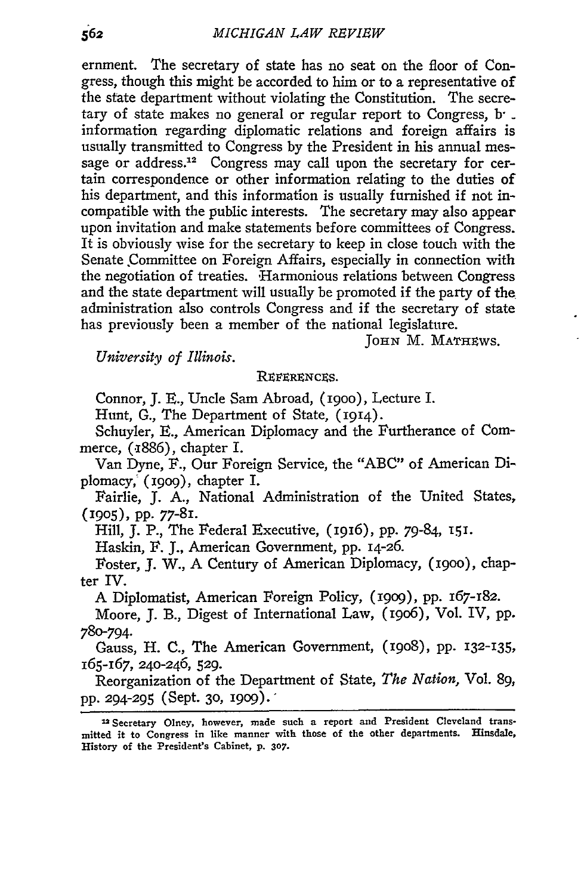ernment. The secretary of state has no seat on the floor of Congress, though this might be accorded to him or to a representative of the state department without violating the Constitution. The secretary of state makes no general or regular report to Congress, b· . information regarding diplomatic relations and foreign affairs is usually transmitted to Congress by the President in his annual message or address.[12] Congress may call upon the secretary for certain correspondence or other information relating to the duties of his department, and this information is usually furnished if not incompatible with the public interests. The secretary may also appear upon invitation and make statements before committees of Congress. It is obviously wise for the secretary to keep in close touch with the Senate Committee on Foreign Affairs, especially in connection with the negotiation of treaties. Harmonious relations between Congress and the state department will usually be promoted if the party of the administration also controls Congress and if the secretary of state has previously been a member of the national legislature.

JOHN M. MATHEWS.

*University of Illinois.*

REFERENCES.

Connor, J. E., Uncle Sam Abroad, (1900), Lecture I.

Hunt, G., The Department of State, (1914).

Schuyler, E., American Diplomacy and the Furtherance of Commerce, (1886), chapter I.

Van Dyne, F., Our Foreign Service, the "ABC" of American Diplomacy, (1909), chapter I.

Fairlie, J. A., National Administration of the United States, (1905), pp. 77-81.

Hill, J. P., The Federal Executive, (1916), pp. 79-84, 151.

Haskin, F. J., American Government, pp. 14-26.

Foster, J. W., A Century of American Diplomacy, (1900), chapter IV.

A Diplomatist, American Foreign Policy, (1909), pp. 167-182.

Moore, J. B., Digest of International Law, (1906), Vol. IV, pp. 780-794.

Gauss, H. C., The American Government, (1908), pp. 132-135, 165-167, 240-246, 529.

Reorganization of the Department of State, *The Nation*, Vol. 89, pp. 294-295 (Sept. 30, 1909).

[12] Secretary Olney, however, made such a report and President Cleveland transmitted it to Congress in like manner with those of the other departments. Hinsdale, History of the President's Cabinet, p. 307.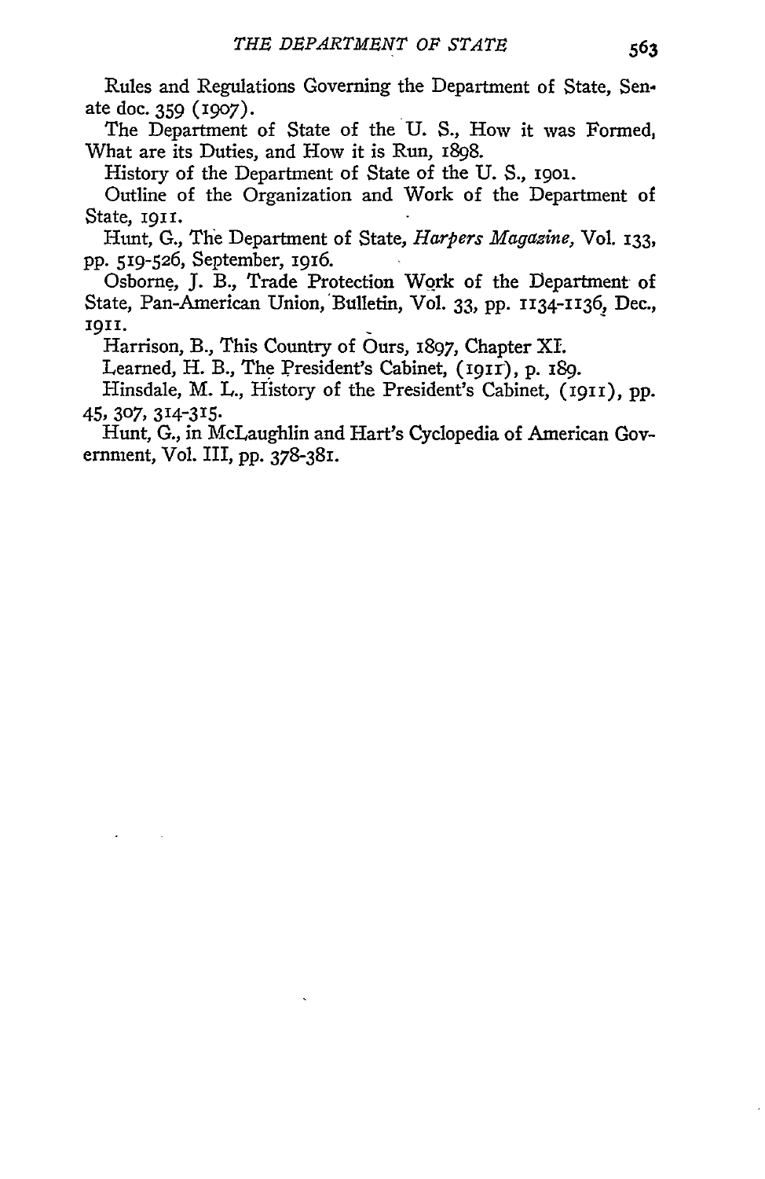Rules and Regulations Governing the Department of State, Senate doc. 359 (1907).

The Department of State of the U. S., How it was Formed, What are its Duties, and How it is Run, 1898.

History of the Department of State of the U. S., 1901.

Outline of the Organization and Work of the Department of State, 1911.

Hunt, G., The Department of State, *Harpers Magazine*, Vol. 133, pp. 519-526, September, 1916.

Osborne, J. B., Trade Protection Work of the Department of State, Pan-American Union, Bulletin, Vol. 33, pp. 1134-1136, Dec., 1911.

Harrison, B., This Country of Ours, 1897, Chapter XI.

Learned, H. B., The President's Cabinet, (1911), p. 189.

Hinsdale, M. L., History of the President's Cabinet, (1911), pp. 45, 307, 314-315.

Hunt, G., in McLaughlin and Hart's Cyclopedia of American Government, Vol. III, pp. 378-381.